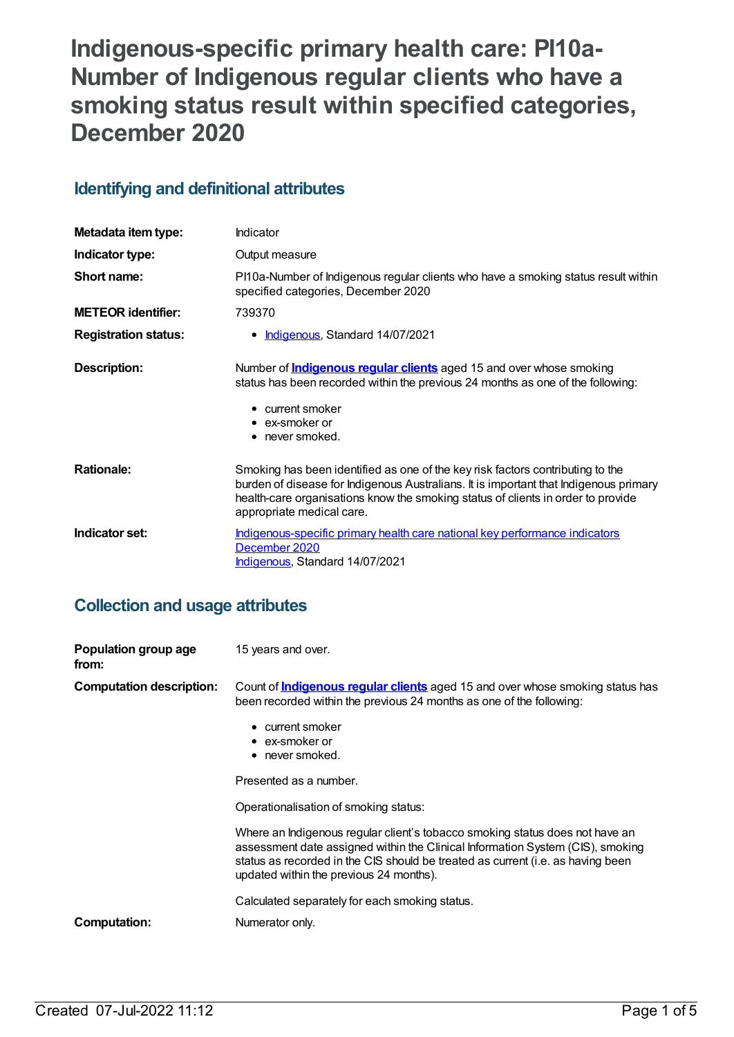# Indigenous-specific primary health care: PI10a-Number of Indigenous regular clients who have a smoking status result within specified categories, December 2020

## Identifying and definitional attributes

| | |
|---|---|
| **Metadata item type:** | Indicator |
| **Indicator type:** | Output measure |
| **Short name:** | PI10a-Number of Indigenous regular clients who have a smoking status result within specified categories, December 2020 |
| **METEOR identifier:** | 739370 |
| **Registration status:** | • Indigenous, Standard 14/07/2021 |
| **Description:** | Number of **Indigenous regular clients** aged 15 and over whose smoking status has been recorded within the previous 24 months as one of the following:<br>• current smoker<br>• ex-smoker or<br>• never smoked. |
| **Rationale:** | Smoking has been identified as one of the key risk factors contributing to the burden of disease for Indigenous Australians. It is important that Indigenous primary health-care organisations know the smoking status of clients in order to provide appropriate medical care. |
| **Indicator set:** | Indigenous-specific primary health care national key performance indicators December 2020<br>Indigenous, Standard 14/07/2021 |

## Collection and usage attributes

| | |
|---|---|
| **Population group age from:** | 15 years and over. |
| **Computation description:** | Count of **Indigenous regular clients** aged 15 and over whose smoking status has been recorded within the previous 24 months as one of the following:<br>• current smoker<br>• ex-smoker or<br>• never smoked.<br><br>Presented as a number.<br><br>Operationalisation of smoking status:<br><br>Where an Indigenous regular client's tobacco smoking status does not have an assessment date assigned within the Clinical Information System (CIS), smoking status as recorded in the CIS should be treated as current (i.e. as having been updated within the previous 24 months).<br><br>Calculated separately for each smoking status. |
| **Computation:** | Numerator only. |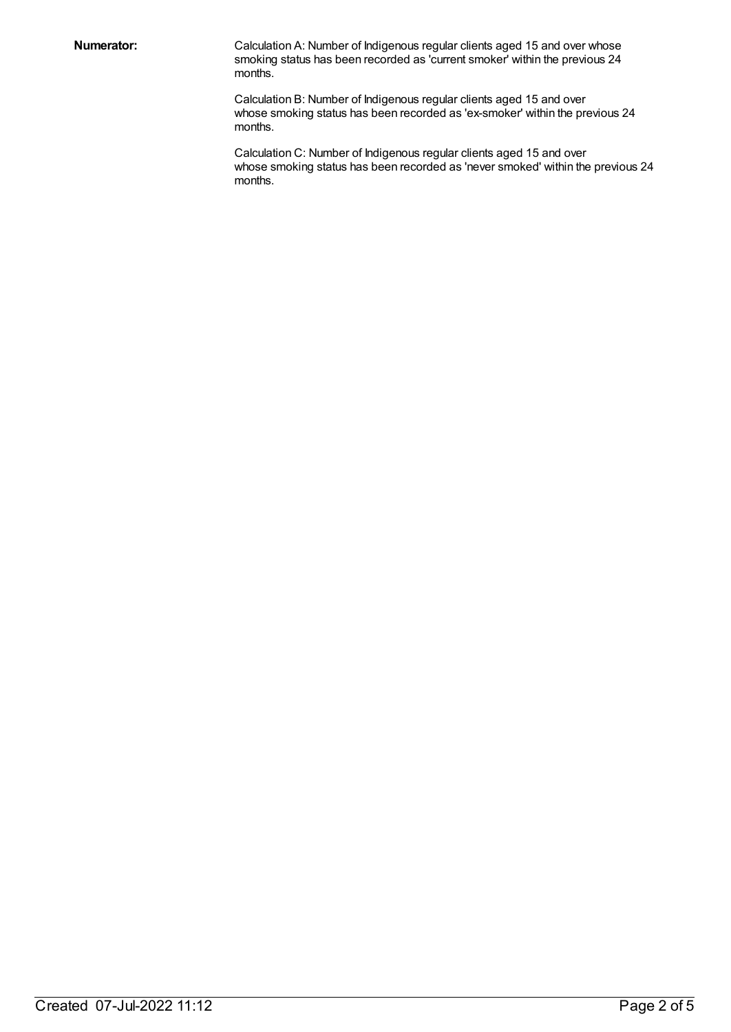**Numerator:**

Calculation A: Number of Indigenous regular clients aged 15 and over whose smoking status has been recorded as 'current smoker' within the previous 24 months.

Calculation B: Number of Indigenous regular clients aged 15 and over whose smoking status has been recorded as 'ex-smoker' within the previous 24 months.

Calculation C: Number of Indigenous regular clients aged 15 and over whose smoking status has been recorded as 'never smoked' within the previous 24 months.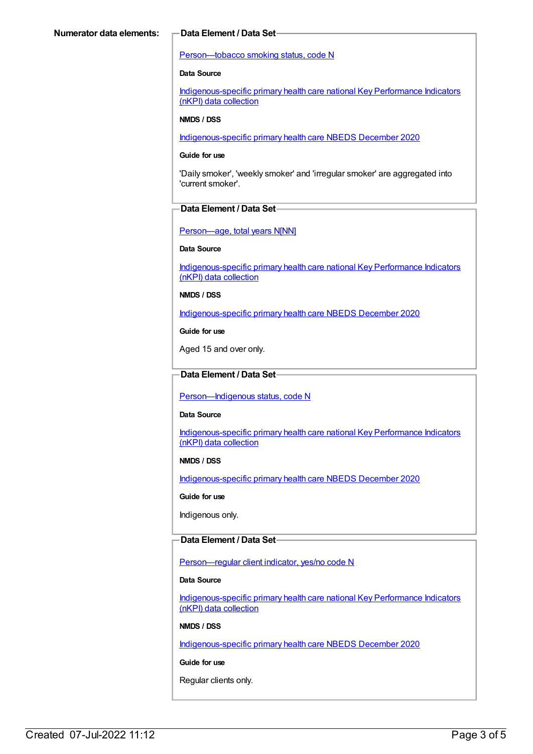**Numerator data elements:**

**Data Element / Data Set**

Person—tobacco smoking status, code N

**Data Source**

Indigenous-specific primary health care national Key Performance Indicators (nKPI) data collection

**NMDS / DSS**

Indigenous-specific primary health care NBEDS December 2020

**Guide for use**

'Daily smoker', 'weekly smoker' and 'irregular smoker' are aggregated into 'current smoker'.

**Data Element / Data Set**

Person—age, total years N[NN]

**Data Source**

Indigenous-specific primary health care national Key Performance Indicators (nKPI) data collection

**NMDS / DSS**

Indigenous-specific primary health care NBEDS December 2020

**Guide for use**

Aged 15 and over only.

**Data Element / Data Set**

Person—Indigenous status, code N

**Data Source**

Indigenous-specific primary health care national Key Performance Indicators (nKPI) data collection

**NMDS / DSS**

Indigenous-specific primary health care NBEDS December 2020

**Guide for use**

Indigenous only.

**Data Element / Data Set**

Person—regular client indicator, yes/no code N

**Data Source**

Indigenous-specific primary health care national Key Performance Indicators (nKPI) data collection

**NMDS / DSS**

Indigenous-specific primary health care NBEDS December 2020

**Guide for use**

Regular clients only.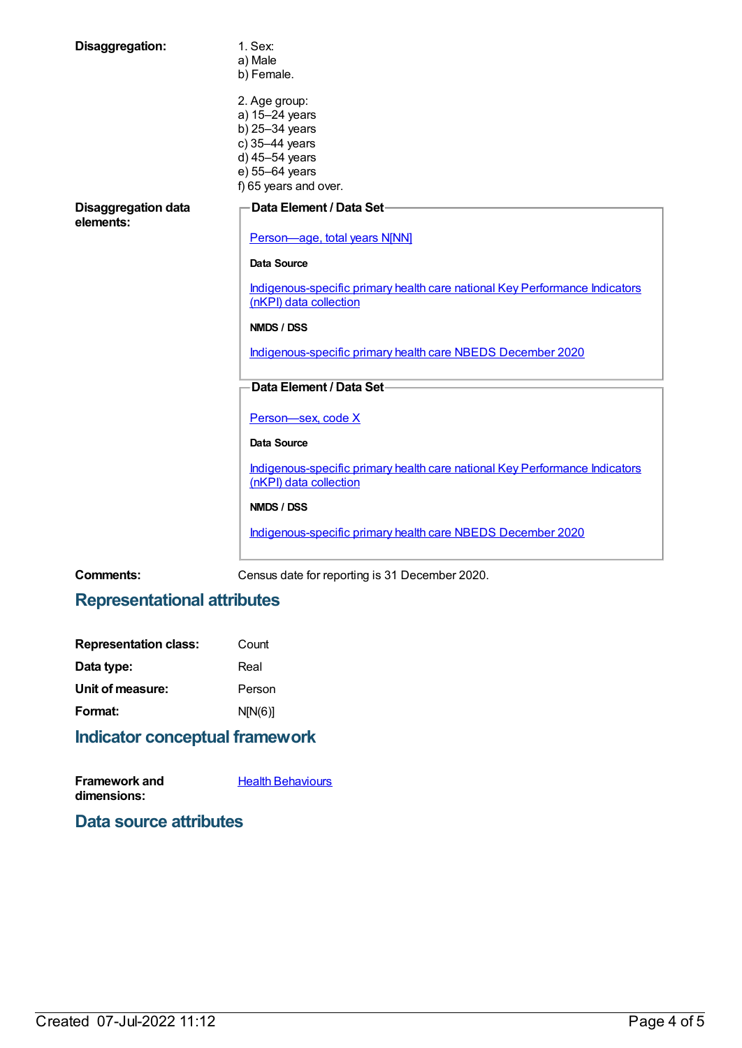**Disaggregation:**

1. Sex:
a) Male
b) Female.

2. Age group:
a) 15–24 years
b) 25–34 years
c) 35–44 years
d) 45–54 years
e) 55–64 years
f) 65 years and over.

**Disaggregation data elements:**

**Data Element / Data Set**

[Person—age, total years N[NN]]

**Data Source**

Indigenous-specific primary health care national Key Performance Indicators (nKPI) data collection

**NMDS / DSS**

Indigenous-specific primary health care NBEDS December 2020

**Data Element / Data Set**

Person—sex, code X

**Data Source**

Indigenous-specific primary health care national Key Performance Indicators (nKPI) data collection

**NMDS / DSS**

Indigenous-specific primary health care NBEDS December 2020

**Comments:** Census date for reporting is 31 December 2020.

## Representational attributes

| | |
|---|---|
| **Representation class:** | Count |
| **Data type:** | Real |
| **Unit of measure:** | Person |
| **Format:** | N[N(6)] |

## Indicator conceptual framework

**Framework and dimensions:** Health Behaviours

## Data source attributes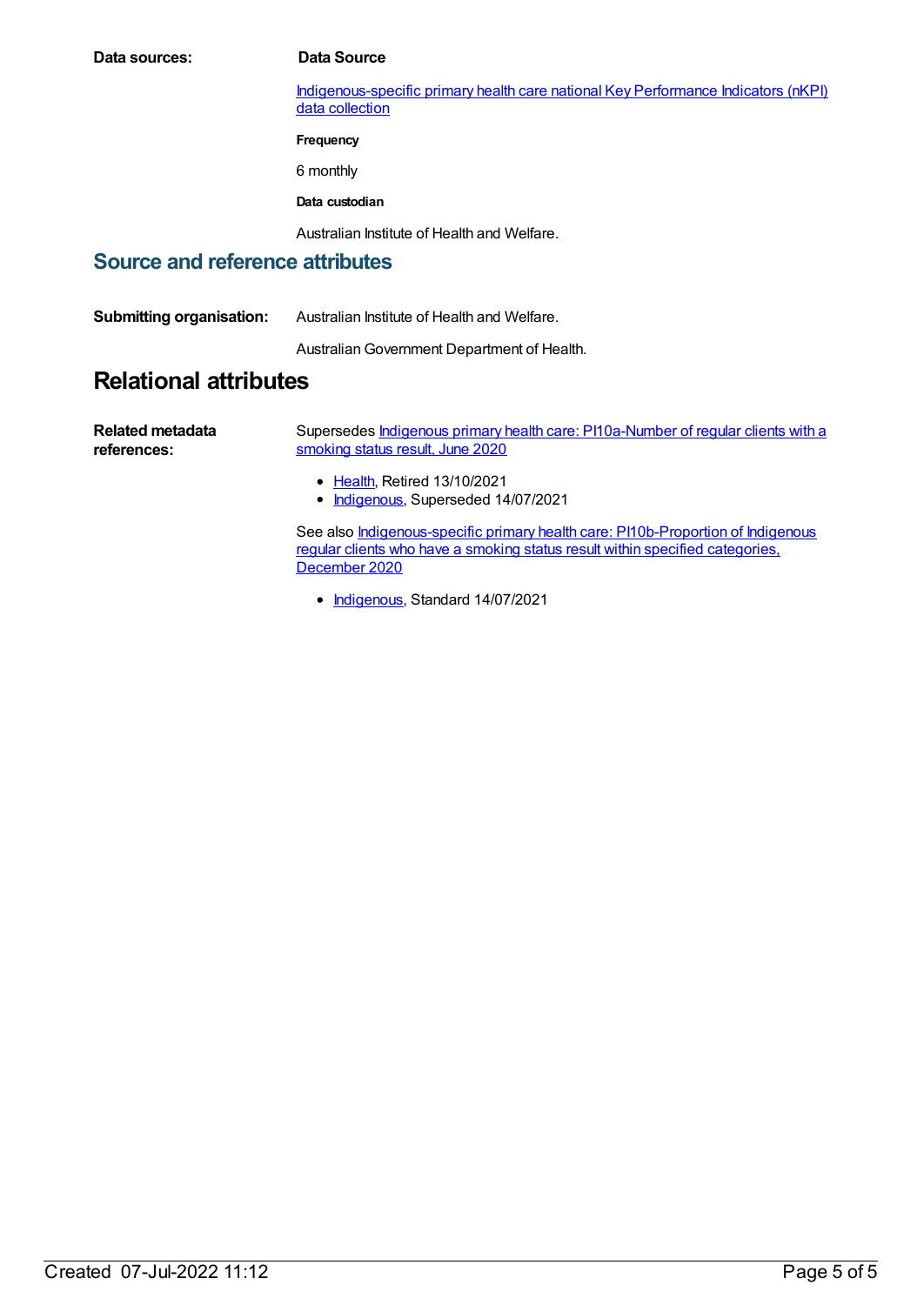**Data sources:**

**Data Source**

Indigenous-specific primary health care national Key Performance Indicators (nKPI) data collection

**Frequency**

6 monthly

**Data custodian**

Australian Institute of Health and Welfare.

## Source and reference attributes

**Submitting organisation:** Australian Institute of Health and Welfare.

Australian Government Department of Health.

# Relational attributes

**Related metadata references:**

Supersedes Indigenous primary health care: PI10a-Number of regular clients with a smoking status result, June 2020

- Health, Retired 13/10/2021
- Indigenous, Superseded 14/07/2021

See also Indigenous-specific primary health care: PI10b-Proportion of Indigenous regular clients who have a smoking status result within specified categories, December 2020

- Indigenous, Standard 14/07/2021